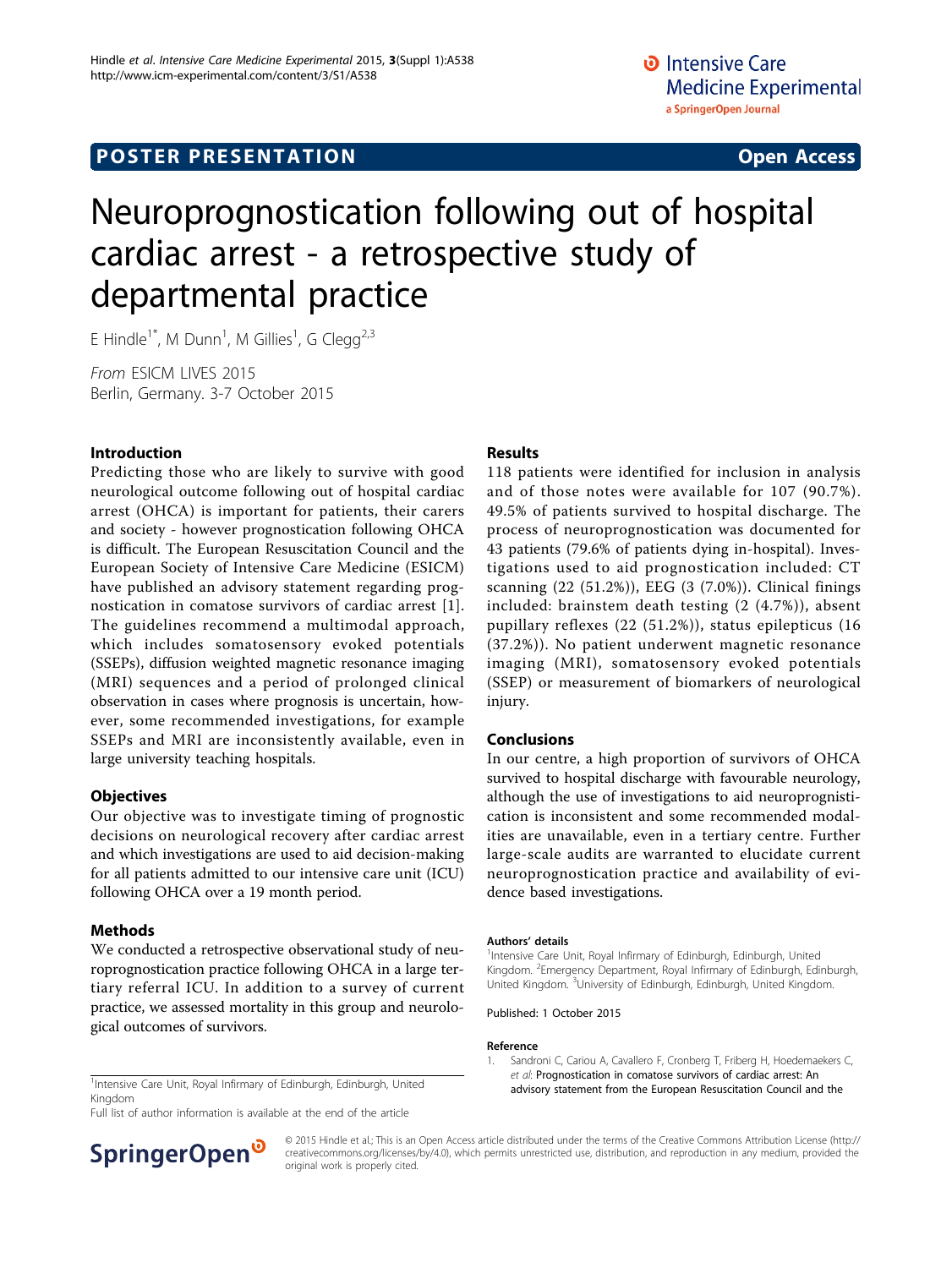POSTER PRESENTATION | Open Access

# Neuroprognostication following out of hospital cardiac arrest - a retrospective study of departmental practice

E Hindle[1*], M Dunn[1], M Gillies[1], G Clegg[2,3]

*From* ESICM LIVES 2015
Berlin, Germany. 3-7 October 2015

## Introduction

Predicting those who are likely to survive with good neurological outcome following out of hospital cardiac arrest (OHCA) is important for patients, their carers and society - however prognostication following OHCA is difficult. The European Resuscitation Council and the European Society of Intensive Care Medicine (ESICM) have published an advisory statement regarding prognostication in comatose survivors of cardiac arrest [1]. The guidelines recommend a multimodal approach, which includes somatosensory evoked potentials (SSEPs), diffusion weighted magnetic resonance imaging (MRI) sequences and a period of prolonged clinical observation in cases where prognosis is uncertain, however, some recommended investigations, for example SSEPs and MRI are inconsistently available, even in large university teaching hospitals.

## Objectives

Our objective was to investigate timing of prognostic decisions on neurological recovery after cardiac arrest and which investigations are used to aid decision-making for all patients admitted to our intensive care unit (ICU) following OHCA over a 19 month period.

## Methods

We conducted a retrospective observational study of neuroprognostication practice following OHCA in a large tertiary referral ICU. In addition to a survey of current practice, we assessed mortality in this group and neurological outcomes of survivors.

## Results

118 patients were identified for inclusion in analysis and of those notes were available for 107 (90.7%). 49.5% of patients survived to hospital discharge. The process of neuroprognostication was documented for 43 patients (79.6% of patients dying in-hospital). Investigations used to aid prognostication included: CT scanning (22 (51.2%)), EEG (3 (7.0%)). Clinical finings included: brainstem death testing (2 (4.7%)), absent pupillary reflexes (22 (51.2%)), status epilepticus (16 (37.2%)). No patient underwent magnetic resonance imaging (MRI), somatosensory evoked potentials (SSEP) or measurement of biomarkers of neurological injury.

## Conclusions

In our centre, a high proportion of survivors of OHCA survived to hospital discharge with favourable neurology, although the use of investigations to aid neuroprognistication is inconsistent and some recommended modalities are unavailable, even in a tertiary centre. Further large-scale audits are warranted to elucidate current neuroprognostication practice and availability of evidence based investigations.

### Authors' details

[1]Intensive Care Unit, Royal Infirmary of Edinburgh, Edinburgh, United Kingdom. [2]Emergency Department, Royal Infirmary of Edinburgh, Edinburgh, United Kingdom. [3]University of Edinburgh, Edinburgh, United Kingdom.

Published: 1 October 2015

### Reference

1. Sandroni C, Cariou A, Cavallero F, Cronberg T, Friberg H, Hoedemaekers C, *et al*: Prognostication in comatose survivors of cardiac arrest: An advisory statement from the European Resuscitation Council and the

[1]Intensive Care Unit, Royal Infirmary of Edinburgh, Edinburgh, United Kingdom
Full list of author information is available at the end of the article

© 2015 Hindle et al.; This is an Open Access article distributed under the terms of the Creative Commons Attribution License (http://creativecommons.org/licenses/by/4.0), which permits unrestricted use, distribution, and reproduction in any medium, provided the original work is properly cited.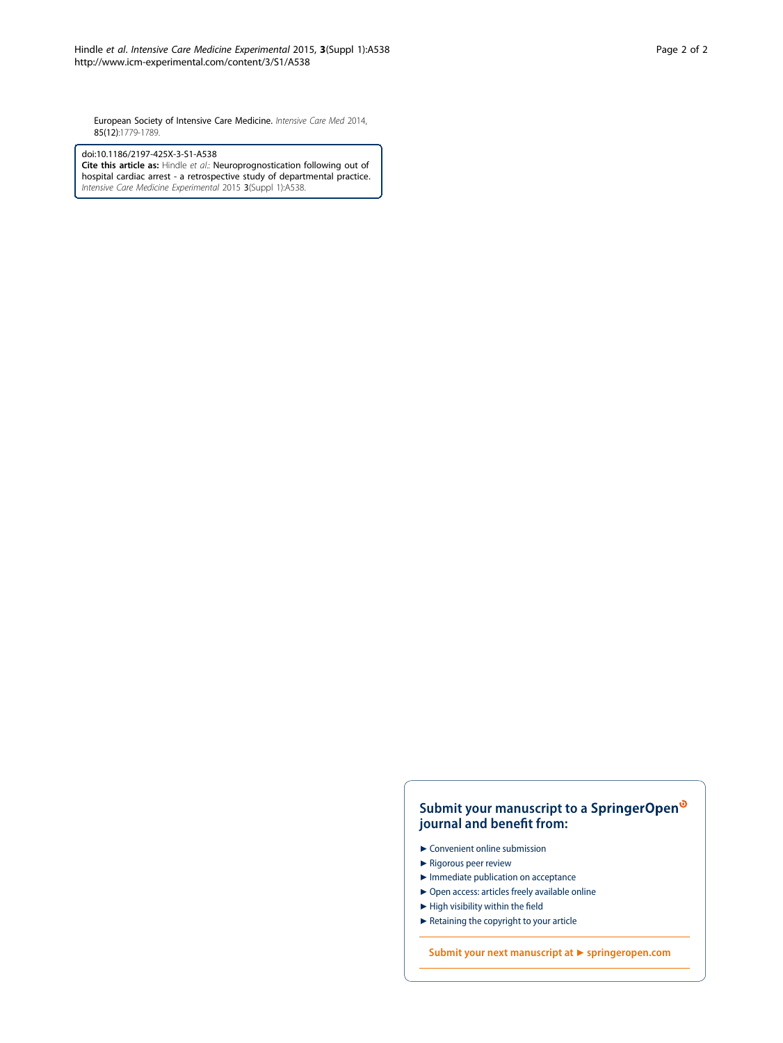European Society of Intensive Care Medicine. *Intensive Care Med* 2014, **85(12)**:1779-1789.

doi:10.1186/2197-425X-3-S1-A538
**Cite this article as:** Hindle *et al.*: Neuroprognostication following out of hospital cardiac arrest - a retrospective study of departmental practice. *Intensive Care Medicine Experimental* 2015 **3**(Suppl 1):A538.

**Submit your manuscript to a SpringerOpen journal and benefit from:**

- ► Convenient online submission
- ► Rigorous peer review
- ► Immediate publication on acceptance
- ► Open access: articles freely available online
- ► High visibility within the field
- ► Retaining the copyright to your article

**Submit your next manuscript at ► springeropen.com**